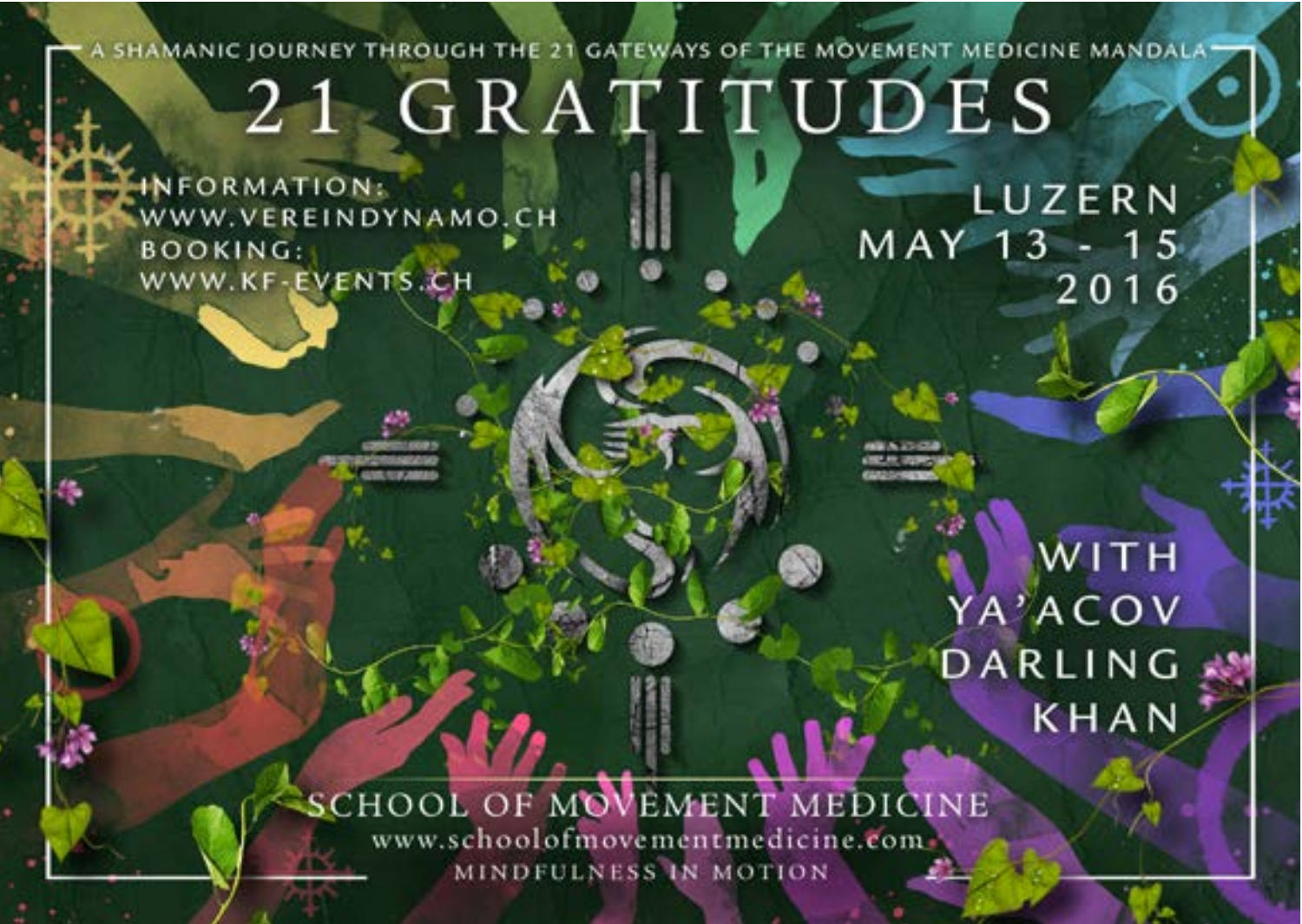A SHAMANIC JOURNEY THROUGH THE 21 GATEWAYS OF THE MOVEMENT MEDICINE MANDALA

# 21 GRATITUDES

INFORMATION:
WWW.VEREINDYNAMO.CH
BOOKING:
WWW.KF-EVENTS.CH

LUZERN
MAY 13 - 15
2016

WITH
YA'ACOV
DARLING
KHAN

SCHOOL OF MOVEMENT MEDICINE
www.schoolofmovementmedicine.com
MINDFULNESS IN MOTION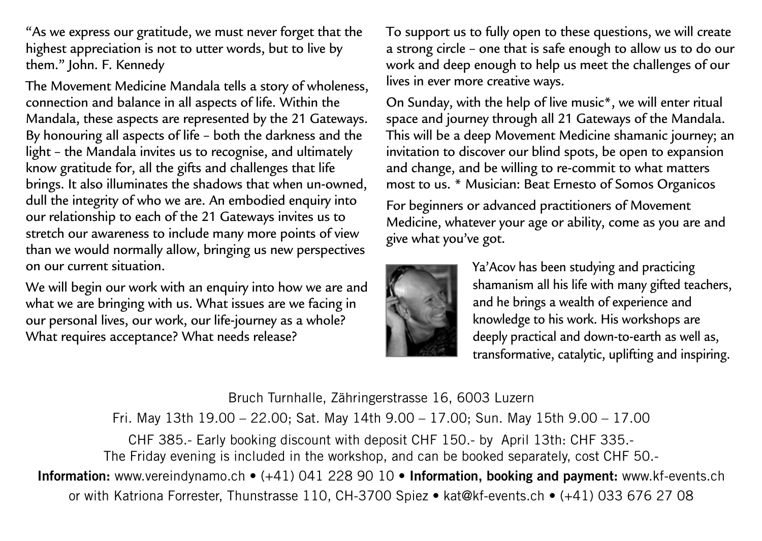"As we express our gratitude, we must never forget that the highest appreciation is not to utter words, but to live by them." John. F. Kennedy

The Movement Medicine Mandala tells a story of wholeness, connection and balance in all aspects of life. Within the Mandala, these aspects are represented by the 21 Gateways. By honouring all aspects of life – both the darkness and the light – the Mandala invites us to recognise, and ultimately know gratitude for, all the gifts and challenges that life brings. It also illuminates the shadows that when un-owned, dull the integrity of who we are. An embodied enquiry into our relationship to each of the 21 Gateways invites us to stretch our awareness to include many more points of view than we would normally allow, bringing us new perspectives on our current situation.

We will begin our work with an enquiry into how we are and what we are bringing with us. What issues are we facing in our personal lives, our work, our life-journey as a whole? What requires acceptance? What needs release?

To support us to fully open to these questions, we will create a strong circle – one that is safe enough to allow us to do our work and deep enough to help us meet the challenges of our lives in ever more creative ways.

On Sunday, with the help of live music*, we will enter ritual space and journey through all 21 Gateways of the Mandala. This will be a deep Movement Medicine shamanic journey; an invitation to discover our blind spots, be open to expansion and change, and be willing to re-commit to what matters most to us. * Musician: Beat Ernesto of Somos Organicos

For beginners or advanced practitioners of Movement Medicine, whatever your age or ability, come as you are and give what you've got.

Ya'Acov has been studying and practicing shamanism all his life with many gifted teachers, and he brings a wealth of experience and knowledge to his work. His workshops are deeply practical and down-to-earth as well as, transformative, catalytic, uplifting and inspiring.

Bruch Turnhalle, Zähringerstrasse 16, 6003 Luzern

Fri. May 13th 19.00 – 22.00; Sat. May 14th 9.00 – 17.00; Sun. May 15th 9.00 – 17.00

CHF 385.- Early booking discount with deposit CHF 150.- by April 13th: CHF 335.-
The Friday evening is included in the workshop, and can be booked separately, cost CHF 50.-

**Information:** www.vereindynamo.ch • (+41) 041 228 90 10 • **Information, booking and payment:** www.kf-events.ch or with Katriona Forrester, Thunstrasse 110, CH-3700 Spiez • kat@kf-events.ch • (+41) 033 676 27 08